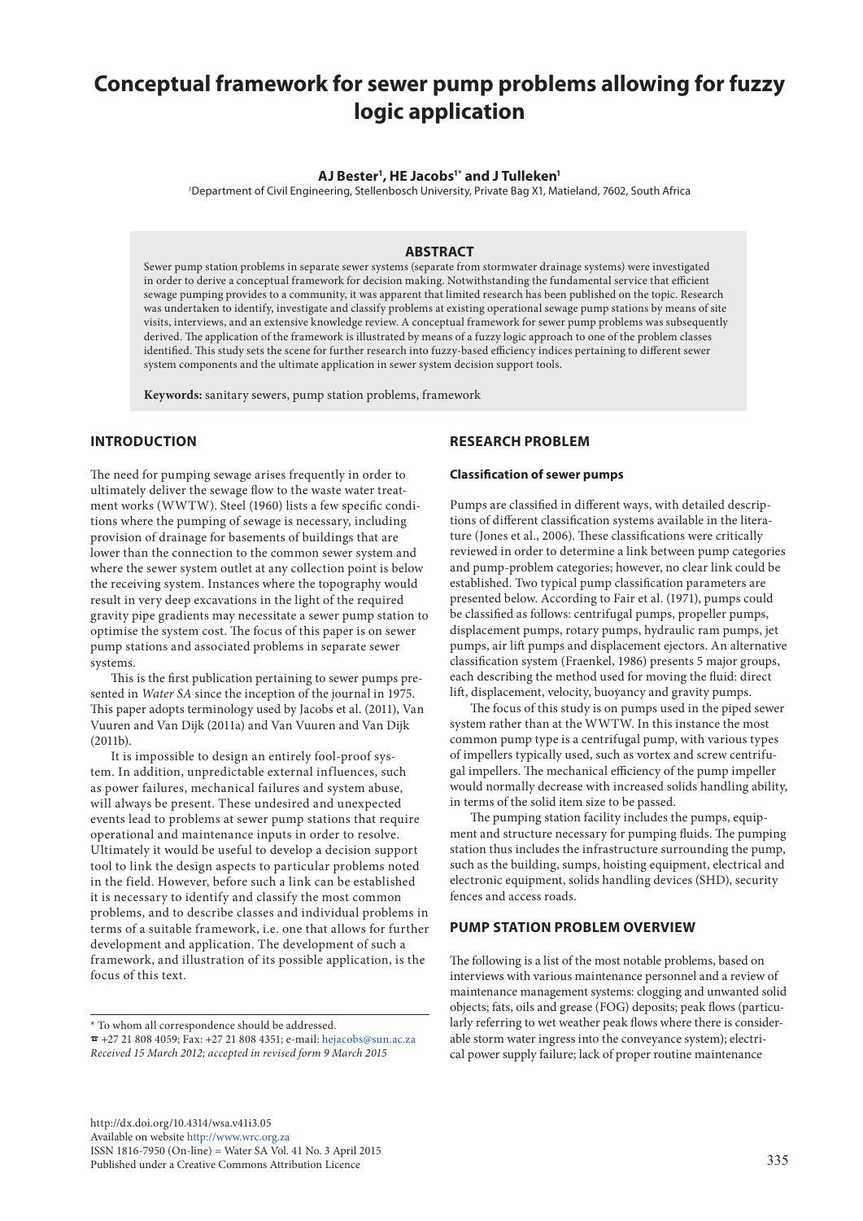# Conceptual framework for sewer pump problems allowing for fuzzy logic application

**AJ Bester[1], HE Jacobs[1*] and J Tulleken[1]**

[1]Department of Civil Engineering, Stellenbosch University, Private Bag X1, Matieland, 7602, South Africa

## ABSTRACT

Sewer pump station problems in separate sewer systems (separate from stormwater drainage systems) were investigated in order to derive a conceptual framework for decision making. Notwithstanding the fundamental service that efficient sewage pumping provides to a community, it was apparent that limited research has been published on the topic. Research was undertaken to identify, investigate and classify problems at existing operational sewage pump stations by means of site visits, interviews, and an extensive knowledge review. A conceptual framework for sewer pump problems was subsequently derived. The application of the framework is illustrated by means of a fuzzy logic approach to one of the problem classes identified. This study sets the scene for further research into fuzzy-based efficiency indices pertaining to different sewer system components and the ultimate application in sewer system decision support tools.

**Keywords:** sanitary sewers, pump station problems, framework

## INTRODUCTION

The need for pumping sewage arises frequently in order to ultimately deliver the sewage flow to the waste water treatment works (WWTW). Steel (1960) lists a few specific conditions where the pumping of sewage is necessary, including provision of drainage for basements of buildings that are lower than the connection to the common sewer system and where the sewer system outlet at any collection point is below the receiving system. Instances where the topography would result in very deep excavations in the light of the required gravity pipe gradients may necessitate a sewer pump station to optimise the system cost. The focus of this paper is on sewer pump stations and associated problems in separate sewer systems.

This is the first publication pertaining to sewer pumps presented in *Water SA* since the inception of the journal in 1975. This paper adopts terminology used by Jacobs et al. (2011), Van Vuuren and Van Dijk (2011a) and Van Vuuren and Van Dijk (2011b).

It is impossible to design an entirely fool-proof system. In addition, unpredictable external influences, such as power failures, mechanical failures and system abuse, will always be present. These undesired and unexpected events lead to problems at sewer pump stations that require operational and maintenance inputs in order to resolve. Ultimately it would be useful to develop a decision support tool to link the design aspects to particular problems noted in the field. However, before such a link can be established it is necessary to identify and classify the most common problems, and to describe classes and individual problems in terms of a suitable framework, i.e. one that allows for further development and application. The development of such a framework, and illustration of its possible application, is the focus of this text.

\* To whom all correspondence should be addressed.
☎ +27 21 808 4059; Fax: +27 21 808 4351; e-mail: hejacobs@sun.ac.za
*Received 15 March 2012; accepted in revised form 9 March 2015*

## RESEARCH PROBLEM

### Classification of sewer pumps

Pumps are classified in different ways, with detailed descriptions of different classification systems available in the literature (Jones et al., 2006). These classifications were critically reviewed in order to determine a link between pump categories and pump-problem categories; however, no clear link could be established. Two typical pump classification parameters are presented below. According to Fair et al. (1971), pumps could be classified as follows: centrifugal pumps, propeller pumps, displacement pumps, rotary pumps, hydraulic ram pumps, jet pumps, air lift pumps and displacement ejectors. An alternative classification system (Fraenkel, 1986) presents 5 major groups, each describing the method used for moving the fluid: direct lift, displacement, velocity, buoyancy and gravity pumps.

The focus of this study is on pumps used in the piped sewer system rather than at the WWTW. In this instance the most common pump type is a centrifugal pump, with various types of impellers typically used, such as vortex and screw centrifugal impellers. The mechanical efficiency of the pump impeller would normally decrease with increased solids handling ability, in terms of the solid item size to be passed.

The pumping station facility includes the pumps, equipment and structure necessary for pumping fluids. The pumping station thus includes the infrastructure surrounding the pump, such as the building, sumps, hoisting equipment, electrical and electronic equipment, solids handling devices (SHD), security fences and access roads.

## PUMP STATION PROBLEM OVERVIEW

The following is a list of the most notable problems, based on interviews with various maintenance personnel and a review of maintenance management systems: clogging and unwanted solid objects; fats, oils and grease (FOG) deposits; peak flows (particularly referring to wet weather peak flows where there is considerable storm water ingress into the conveyance system); electrical power supply failure; lack of proper routine maintenance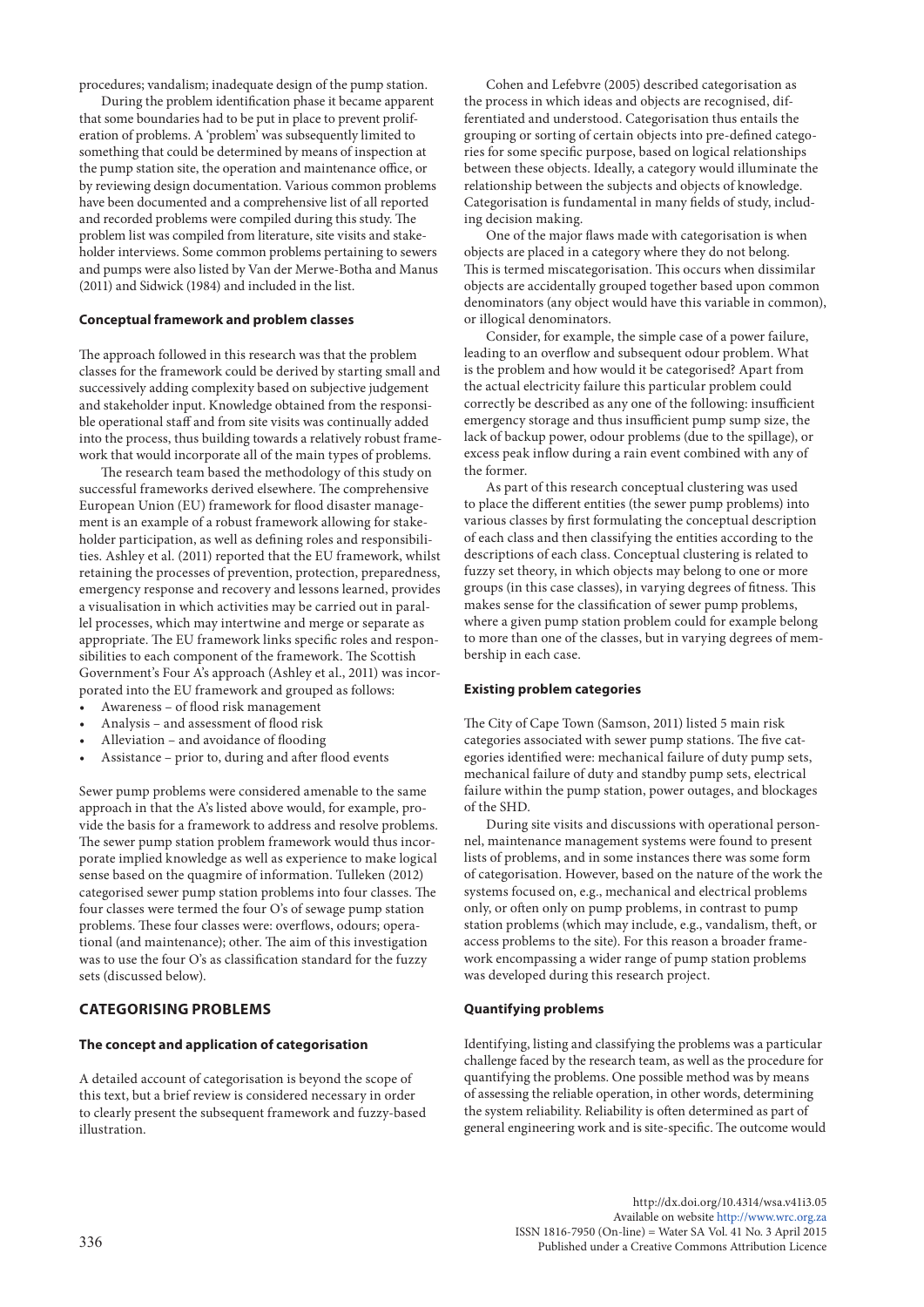procedures; vandalism; inadequate design of the pump station.

During the problem identification phase it became apparent that some boundaries had to be put in place to prevent proliferation of problems. A 'problem' was subsequently limited to something that could be determined by means of inspection at the pump station site, the operation and maintenance office, or by reviewing design documentation. Various common problems have been documented and a comprehensive list of all reported and recorded problems were compiled during this study. The problem list was compiled from literature, site visits and stakeholder interviews. Some common problems pertaining to sewers and pumps were also listed by Van der Merwe-Botha and Manus (2011) and Sidwick (1984) and included in the list.

### Conceptual framework and problem classes

The approach followed in this research was that the problem classes for the framework could be derived by starting small and successively adding complexity based on subjective judgement and stakeholder input. Knowledge obtained from the responsible operational staff and from site visits was continually added into the process, thus building towards a relatively robust framework that would incorporate all of the main types of problems.

The research team based the methodology of this study on successful frameworks derived elsewhere. The comprehensive European Union (EU) framework for flood disaster management is an example of a robust framework allowing for stakeholder participation, as well as defining roles and responsibilities. Ashley et al. (2011) reported that the EU framework, whilst retaining the processes of prevention, protection, preparedness, emergency response and recovery and lessons learned, provides a visualisation in which activities may be carried out in parallel processes, which may intertwine and merge or separate as appropriate. The EU framework links specific roles and responsibilities to each component of the framework. The Scottish Government's Four A's approach (Ashley et al., 2011) was incorporated into the EU framework and grouped as follows:

- Awareness – of flood risk management
- Analysis – and assessment of flood risk
- Alleviation – and avoidance of flooding
- Assistance – prior to, during and after flood events

Sewer pump problems were considered amenable to the same approach in that the A's listed above would, for example, provide the basis for a framework to address and resolve problems. The sewer pump station problem framework would thus incorporate implied knowledge as well as experience to make logical sense based on the quagmire of information. Tulleken (2012) categorised sewer pump station problems into four classes. The four classes were termed the four O's of sewage pump station problems. These four classes were: overflows, odours; operational (and maintenance); other. The aim of this investigation was to use the four O's as classification standard for the fuzzy sets (discussed below).

## CATEGORISING PROBLEMS

### The concept and application of categorisation

A detailed account of categorisation is beyond the scope of this text, but a brief review is considered necessary in order to clearly present the subsequent framework and fuzzy-based illustration.

Cohen and Lefebvre (2005) described categorisation as the process in which ideas and objects are recognised, differentiated and understood. Categorisation thus entails the grouping or sorting of certain objects into pre-defined categories for some specific purpose, based on logical relationships between these objects. Ideally, a category would illuminate the relationship between the subjects and objects of knowledge. Categorisation is fundamental in many fields of study, including decision making.

One of the major flaws made with categorisation is when objects are placed in a category where they do not belong. This is termed miscategorisation. This occurs when dissimilar objects are accidentally grouped together based upon common denominators (any object would have this variable in common), or illogical denominators.

Consider, for example, the simple case of a power failure, leading to an overflow and subsequent odour problem. What is the problem and how would it be categorised? Apart from the actual electricity failure this particular problem could correctly be described as any one of the following: insufficient emergency storage and thus insufficient pump sump size, the lack of backup power, odour problems (due to the spillage), or excess peak inflow during a rain event combined with any of the former.

As part of this research conceptual clustering was used to place the different entities (the sewer pump problems) into various classes by first formulating the conceptual description of each class and then classifying the entities according to the descriptions of each class. Conceptual clustering is related to fuzzy set theory, in which objects may belong to one or more groups (in this case classes), in varying degrees of fitness. This makes sense for the classification of sewer pump problems, where a given pump station problem could for example belong to more than one of the classes, but in varying degrees of membership in each case.

### Existing problem categories

The City of Cape Town (Samson, 2011) listed 5 main risk categories associated with sewer pump stations. The five categories identified were: mechanical failure of duty pump sets, mechanical failure of duty and standby pump sets, electrical failure within the pump station, power outages, and blockages of the SHD.

During site visits and discussions with operational personnel, maintenance management systems were found to present lists of problems, and in some instances there was some form of categorisation. However, based on the nature of the work the systems focused on, e.g., mechanical and electrical problems only, or often only on pump problems, in contrast to pump station problems (which may include, e.g., vandalism, theft, or access problems to the site). For this reason a broader framework encompassing a wider range of pump station problems was developed during this research project.

### Quantifying problems

Identifying, listing and classifying the problems was a particular challenge faced by the research team, as well as the procedure for quantifying the problems. One possible method was by means of assessing the reliable operation, in other words, determining the system reliability. Reliability is often determined as part of general engineering work and is site-specific. The outcome would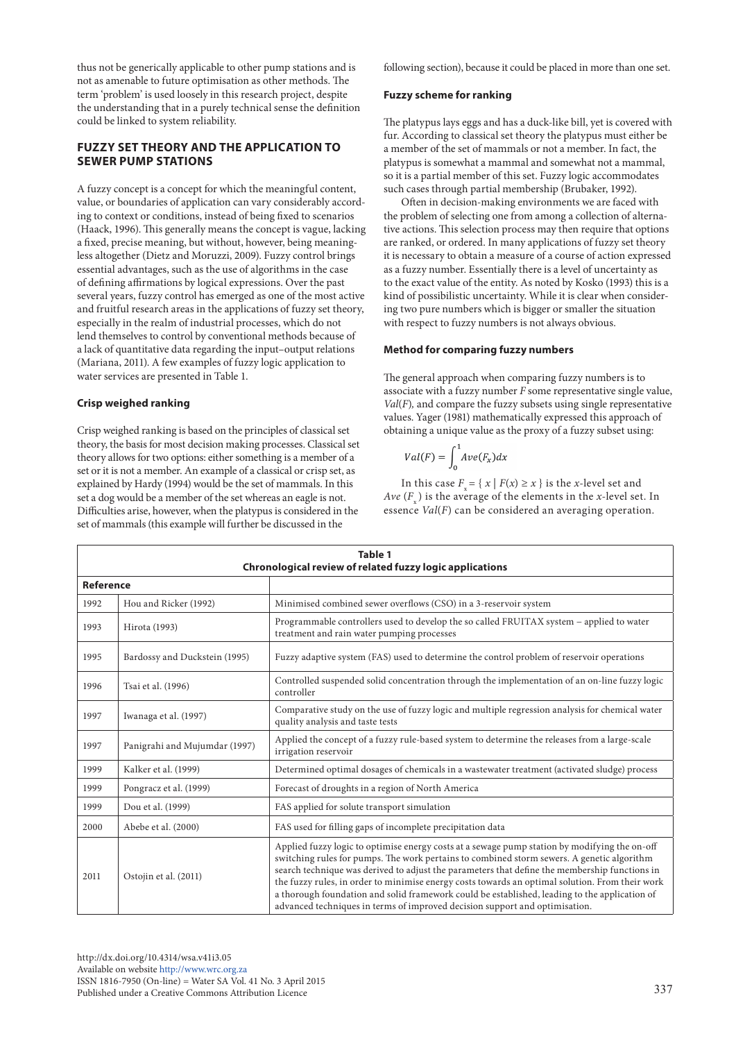thus not be generically applicable to other pump stations and is not as amenable to future optimisation as other methods. The term 'problem' is used loosely in this research project, despite the understanding that in a purely technical sense the definition could be linked to system reliability.

## FUZZY SET THEORY AND THE APPLICATION TO SEWER PUMP STATIONS

A fuzzy concept is a concept for which the meaningful content, value, or boundaries of application can vary considerably according to context or conditions, instead of being fixed to scenarios (Haack, 1996). This generally means the concept is vague, lacking a fixed, precise meaning, but without, however, being meaningless altogether (Dietz and Moruzzi, 2009). Fuzzy control brings essential advantages, such as the use of algorithms in the case of defining affirmations by logical expressions. Over the past several years, fuzzy control has emerged as one of the most active and fruitful research areas in the applications of fuzzy set theory, especially in the realm of industrial processes, which do not lend themselves to control by conventional methods because of a lack of quantitative data regarding the input–output relations (Mariana, 2011). A few examples of fuzzy logic application to water services are presented in Table 1.

### Crisp weighed ranking

Crisp weighed ranking is based on the principles of classical set theory, the basis for most decision making processes. Classical set theory allows for two options: either something is a member of a set or it is not a member. An example of a classical or crisp set, as explained by Hardy (1994) would be the set of mammals. In this set a dog would be a member of the set whereas an eagle is not. Difficulties arise, however, when the platypus is considered in the set of mammals (this example will further be discussed in the following section), because it could be placed in more than one set.

### Fuzzy scheme for ranking

The platypus lays eggs and has a duck-like bill, yet is covered with fur. According to classical set theory the platypus must either be a member of the set of mammals or not a member. In fact, the platypus is somewhat a mammal and somewhat not a mammal, so it is a partial member of this set. Fuzzy logic accommodates such cases through partial membership (Brubaker, 1992).

Often in decision-making environments we are faced with the problem of selecting one from among a collection of alternative actions. This selection process may then require that options are ranked, or ordered. In many applications of fuzzy set theory it is necessary to obtain a measure of a course of action expressed as a fuzzy number. Essentially there is a level of uncertainty as to the exact value of the entity. As noted by Kosko (1993) this is a kind of possibilistic uncertainty. While it is clear when considering two pure numbers which is bigger or smaller the situation with respect to fuzzy numbers is not always obvious.

### Method for comparing fuzzy numbers

The general approach when comparing fuzzy numbers is to associate with a fuzzy number *F* some representative single value, *Val*(*F*), and compare the fuzzy subsets using single representative values. Yager (1981) mathematically expressed this approach of obtaining a unique value as the proxy of a fuzzy subset using:

$$Val(F) = \int_0^1 Ave(F_x)dx$$

In this case $F_x = \{ x \mid F(x) \geq x \}$ is the *x*-level set and $Ave(F_x)$ is the average of the elements in the *x*-level set. In essence *Val*(*F*) can be considered an averaging operation.

**Table 1**
**Chronological review of related fuzzy logic applications**

| Reference | | |
|---|---|---|
| 1992 | Hou and Ricker (1992) | Minimised combined sewer overflows (CSO) in a 3-reservoir system |
| 1993 | Hirota (1993) | Programmable controllers used to develop the so called FRUITAX system – applied to water treatment and rain water pumping processes |
| 1995 | Bardossy and Duckstein (1995) | Fuzzy adaptive system (FAS) used to determine the control problem of reservoir operations |
| 1996 | Tsai et al. (1996) | Controlled suspended solid concentration through the implementation of an on-line fuzzy logic controller |
| 1997 | Iwanaga et al. (1997) | Comparative study on the use of fuzzy logic and multiple regression analysis for chemical water quality analysis and taste tests |
| 1997 | Panigrahi and Mujumdar (1997) | Applied the concept of a fuzzy rule-based system to determine the releases from a large-scale irrigation reservoir |
| 1999 | Kalker et al. (1999) | Determined optimal dosages of chemicals in a wastewater treatment (activated sludge) process |
| 1999 | Pongracz et al. (1999) | Forecast of droughts in a region of North America |
| 1999 | Dou et al. (1999) | FAS applied for solute transport simulation |
| 2000 | Abebe et al. (2000) | FAS used for filling gaps of incomplete precipitation data |
| 2011 | Ostojin et al. (2011) | Applied fuzzy logic to optimise energy costs at a sewage pump station by modifying the on-off switching rules for pumps. The work pertains to combined storm sewers. A genetic algorithm search technique was derived to adjust the parameters that define the membership functions in the fuzzy rules, in order to minimise energy costs towards an optimal solution. From their work a thorough foundation and solid framework could be established, leading to the application of advanced techniques in terms of improved decision support and optimisation. |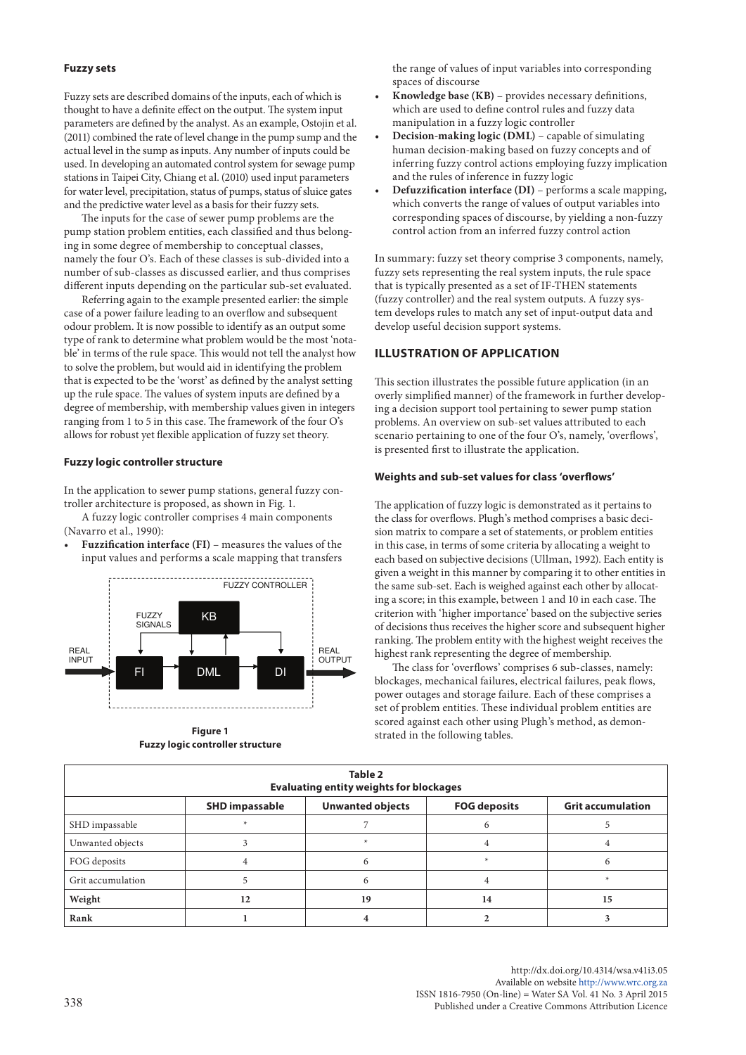### Fuzzy sets

Fuzzy sets are described domains of the inputs, each of which is thought to have a definite effect on the output. The system input parameters are defined by the analyst. As an example, Ostojin et al. (2011) combined the rate of level change in the pump sump and the actual level in the sump as inputs. Any number of inputs could be used. In developing an automated control system for sewage pump stations in Taipei City, Chiang et al. (2010) used input parameters for water level, precipitation, status of pumps, status of sluice gates and the predictive water level as a basis for their fuzzy sets.

The inputs for the case of sewer pump problems are the pump station problem entities, each classified and thus belonging in some degree of membership to conceptual classes, namely the four O's. Each of these classes is sub-divided into a number of sub-classes as discussed earlier, and thus comprises different inputs depending on the particular sub-set evaluated.

Referring again to the example presented earlier: the simple case of a power failure leading to an overflow and subsequent odour problem. It is now possible to identify as an output some type of rank to determine what problem would be the most 'notable' in terms of the rule space. This would not tell the analyst how to solve the problem, but would aid in identifying the problem that is expected to be the 'worst' as defined by the analyst setting up the rule space. The values of system inputs are defined by a degree of membership, with membership values given in integers ranging from 1 to 5 in this case. The framework of the four O's allows for robust yet flexible application of fuzzy set theory.

### Fuzzy logic controller structure

In the application to sewer pump stations, general fuzzy controller architecture is proposed, as shown in Fig. 1.

A fuzzy logic controller comprises 4 main components (Navarro et al., 1990):

- **Fuzzification interface (FI)** – measures the values of the input values and performs a scale mapping that transfers the range of values of input variables into corresponding spaces of discourse
- **Knowledge base (KB)** – provides necessary definitions, which are used to define control rules and fuzzy data manipulation in a fuzzy logic controller
- **Decision-making logic (DML)** – capable of simulating human decision-making based on fuzzy concepts and of inferring fuzzy control actions employing fuzzy implication and the rules of inference in fuzzy logic
- **Defuzzification interface (DI)** – performs a scale mapping, which converts the range of values of output variables into corresponding spaces of discourse, by yielding a non-fuzzy control action from an inferred fuzzy control action

FUZZY CONTROLLER
FUZZY SIGNALS
KB
REAL INPUT
FI
DML
DI
REAL OUTPUT

**Figure 1**
**Fuzzy logic controller structure**

In summary: fuzzy set theory comprise 3 components, namely, fuzzy sets representing the real system inputs, the rule space that is typically presented as a set of IF-THEN statements (fuzzy controller) and the real system outputs. A fuzzy system develops rules to match any set of input-output data and develop useful decision support systems.

## ILLUSTRATION OF APPLICATION

This section illustrates the possible future application (in an overly simplified manner) of the framework in further developing a decision support tool pertaining to sewer pump station problems. An overview on sub-set values attributed to each scenario pertaining to one of the four O's, namely, 'overflows', is presented first to illustrate the application.

### Weights and sub-set values for class 'overflows'

The application of fuzzy logic is demonstrated as it pertains to the class for overflows. Plugh's method comprises a basic decision matrix to compare a set of statements, or problem entities in this case, in terms of some criteria by allocating a weight to each based on subjective decisions (Ullman, 1992). Each entity is given a weight in this manner by comparing it to other entities in the same sub-set. Each is weighed against each other by allocating a score; in this example, between 1 and 10 in each case. The criterion with 'higher importance' based on the subjective series of decisions thus receives the higher score and subsequent higher ranking. The problem entity with the highest weight receives the highest rank representing the degree of membership.

The class for 'overflows' comprises 6 sub-classes, namely: blockages, mechanical failures, electrical failures, peak flows, power outages and storage failure. Each of these comprises a set of problem entities. These individual problem entities are scored against each other using Plugh's method, as demonstrated in the following tables.

**Table 2**
**Evaluating entity weights for blockages**

| | SHD impassable | Unwanted objects | FOG deposits | Grit accumulation |
|---|---|---|---|---|
| SHD impassable | * | 7 | 6 | 5 |
| Unwanted objects | 3 | * | 4 | 4 |
| FOG deposits | 4 | 6 | * | 6 |
| Grit accumulation | 5 | 6 | 4 | * |
| **Weight** | **12** | **19** | **14** | **15** |
| **Rank** | **1** | **4** | **2** | **3** |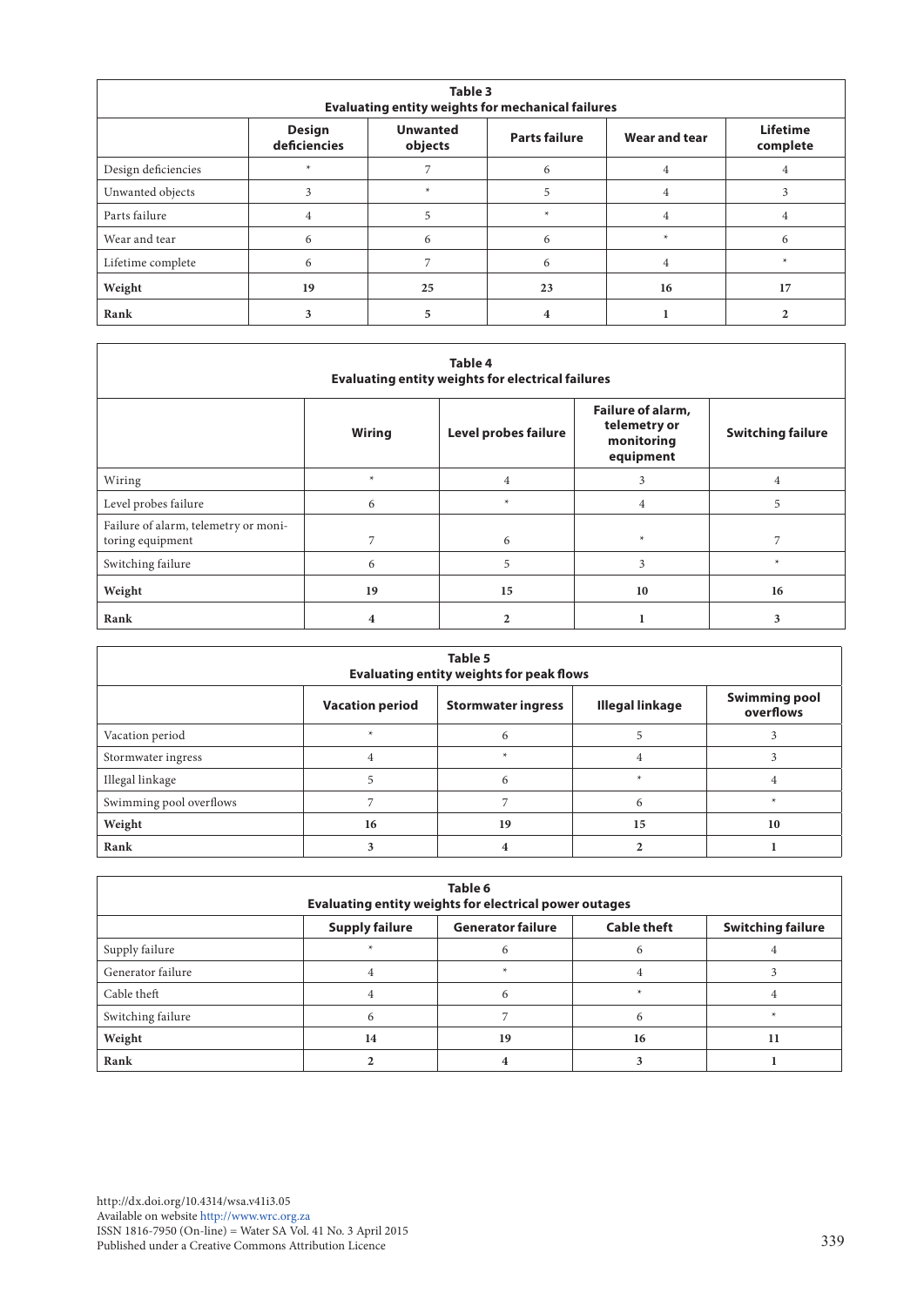**Table 3**
**Evaluating entity weights for mechanical failures**

| | Design deficiencies | Unwanted objects | Parts failure | Wear and tear | Lifetime complete |
|---|---|---|---|---|---|
| Design deficiencies | * | 7 | 6 | 4 | 4 |
| Unwanted objects | 3 | * | 5 | 4 | 3 |
| Parts failure | 4 | 5 | * | 4 | 4 |
| Wear and tear | 6 | 6 | 6 | * | 6 |
| Lifetime complete | 6 | 7 | 6 | 4 | * |
| **Weight** | **19** | **25** | **23** | **16** | **17** |
| **Rank** | **3** | **5** | **4** | **1** | **2** |

**Table 4**
**Evaluating entity weights for electrical failures**

| | Wiring | Level probes failure | Failure of alarm, telemetry or monitoring equipment | Switching failure |
|---|---|---|---|---|
| Wiring | * | 4 | 3 | 4 |
| Level probes failure | 6 | * | 4 | 5 |
| Failure of alarm, telemetry or monitoring equipment | 7 | 6 | * | 7 |
| Switching failure | 6 | 5 | 3 | * |
| **Weight** | **19** | **15** | **10** | **16** |
| **Rank** | **4** | **2** | **1** | **3** |

**Table 5**
**Evaluating entity weights for peak flows**

| | Vacation period | Stormwater ingress | Illegal linkage | Swimming pool overflows |
|---|---|---|---|---|
| Vacation period | * | 6 | 5 | 3 |
| Stormwater ingress | 4 | * | 4 | 3 |
| Illegal linkage | 5 | 6 | * | 4 |
| Swimming pool overflows | 7 | 7 | 6 | * |
| **Weight** | **16** | **19** | **15** | **10** |
| **Rank** | **3** | **4** | **2** | **1** |

**Table 6**
**Evaluating entity weights for electrical power outages**

| | Supply failure | Generator failure | Cable theft | Switching failure |
|---|---|---|---|---|
| Supply failure | * | 6 | 6 | 4 |
| Generator failure | 4 | * | 4 | 3 |
| Cable theft | 4 | 6 | * | 4 |
| Switching failure | 6 | 7 | 6 | * |
| **Weight** | **14** | **19** | **16** | **11** |
| **Rank** | **2** | **4** | **3** | **1** |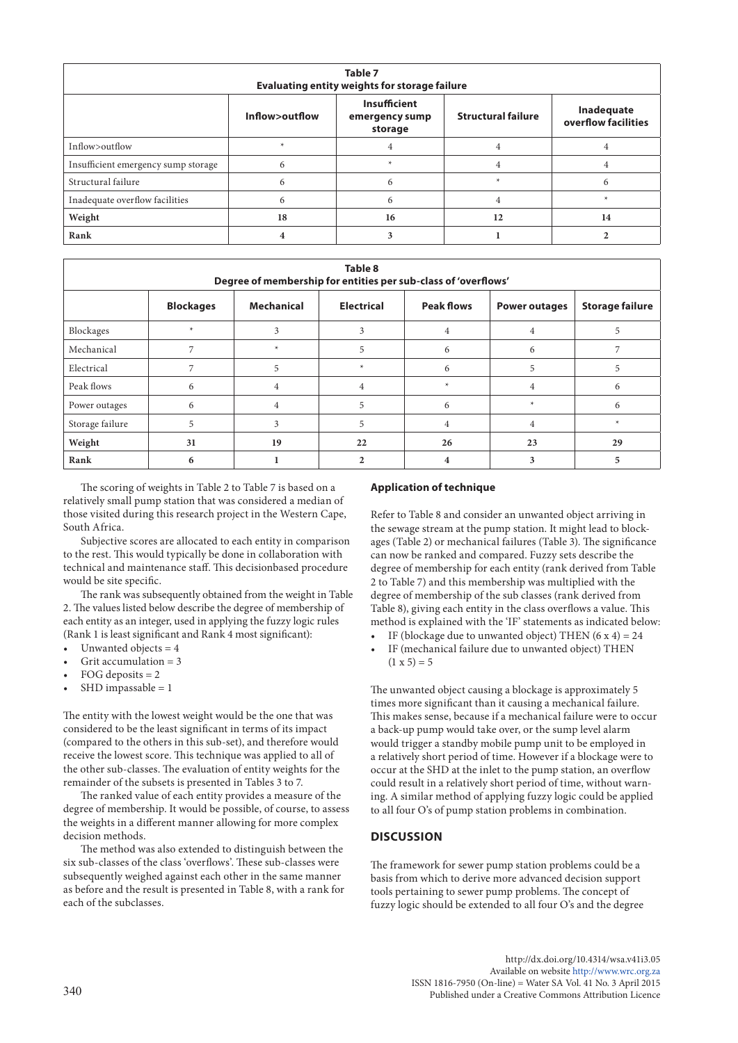| Table 7<br>Evaluating entity weights for storage failure | | | | |
|---|---|---|---|---|
| | Inflow>outflow | Insufficient emergency sump storage | Structural failure | Inadequate overflow facilities |
| Inflow>outflow | * | 4 | 4 | 4 |
| Insufficient emergency sump storage | 6 | * | 4 | 4 |
| Structural failure | 6 | 6 | * | 6 |
| Inadequate overflow facilities | 6 | 6 | 4 | * |
| **Weight** | **18** | **16** | **12** | **14** |
| **Rank** | **4** | **3** | **1** | **2** |

| Table 8<br>Degree of membership for entities per sub-class of 'overflows' | | | | | | |
|---|---|---|---|---|---|---|
| | Blockages | Mechanical | Electrical | Peak flows | Power outages | Storage failure |
| Blockages | * | 3 | 3 | 4 | 4 | 5 |
| Mechanical | 7 | * | 5 | 6 | 6 | 7 |
| Electrical | 7 | 5 | * | 6 | 5 | 5 |
| Peak flows | 6 | 4 | 4 | * | 4 | 6 |
| Power outages | 6 | 4 | 5 | 6 | * | 6 |
| Storage failure | 5 | 3 | 5 | 4 | 4 | * |
| **Weight** | **31** | **19** | **22** | **26** | **23** | **29** |
| **Rank** | **6** | **1** | **2** | **4** | **3** | **5** |

The scoring of weights in Table 2 to Table 7 is based on a relatively small pump station that was considered a median of those visited during this research project in the Western Cape, South Africa.

Subjective scores are allocated to each entity in comparison to the rest. This would typically be done in collaboration with technical and maintenance staff. This decisionbased procedure would be site specific.

The rank was subsequently obtained from the weight in Table 2. The values listed below describe the degree of membership of each entity as an integer, used in applying the fuzzy logic rules (Rank 1 is least significant and Rank 4 most significant):

- Unwanted objects = 4
- Grit accumulation = 3
- FOG deposits = 2
- SHD impassable = 1

The entity with the lowest weight would be the one that was considered to be the least significant in terms of its impact (compared to the others in this sub-set), and therefore would receive the lowest score. This technique was applied to all of the other sub-classes. The evaluation of entity weights for the remainder of the subsets is presented in Tables 3 to 7.

The ranked value of each entity provides a measure of the degree of membership. It would be possible, of course, to assess the weights in a different manner allowing for more complex decision methods.

The method was also extended to distinguish between the six sub-classes of the class 'overflows'. These sub-classes were subsequently weighed against each other in the same manner as before and the result is presented in Table 8, with a rank for each of the subclasses.

### Application of technique

Refer to Table 8 and consider an unwanted object arriving in the sewage stream at the pump station. It might lead to blockages (Table 2) or mechanical failures (Table 3). The significance can now be ranked and compared. Fuzzy sets describe the degree of membership for each entity (rank derived from Table 2 to Table 7) and this membership was multiplied with the degree of membership of the sub classes (rank derived from Table 8), giving each entity in the class overflows a value. This method is explained with the 'IF' statements as indicated below:

- IF (blockage due to unwanted object) THEN $(6 \times 4) = 24$
- IF (mechanical failure due to unwanted object) THEN $(1 \times 5) = 5$

The unwanted object causing a blockage is approximately 5 times more significant than it causing a mechanical failure. This makes sense, because if a mechanical failure were to occur a back-up pump would take over, or the sump level alarm would trigger a standby mobile pump unit to be employed in a relatively short period of time. However if a blockage were to occur at the SHD at the inlet to the pump station, an overflow could result in a relatively short period of time, without warning. A similar method of applying fuzzy logic could be applied to all four O's of pump station problems in combination.

## DISCUSSION

The framework for sewer pump station problems could be a basis from which to derive more advanced decision support tools pertaining to sewer pump problems. The concept of fuzzy logic should be extended to all four O's and the degree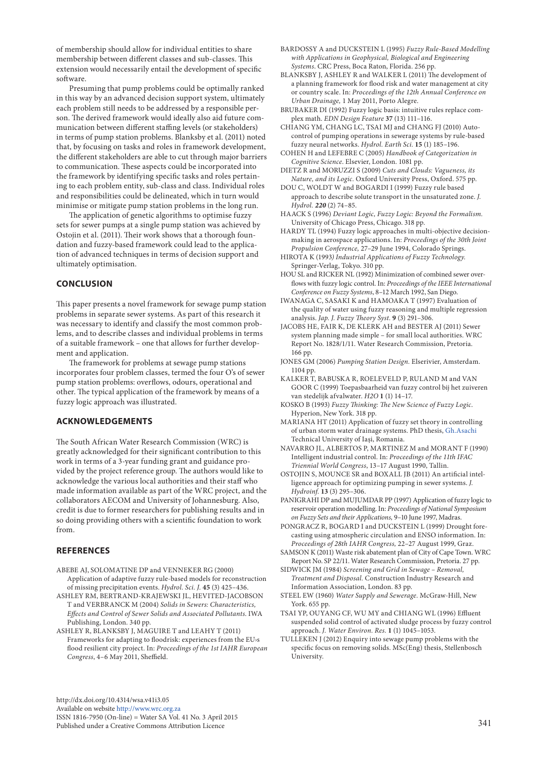of membership should allow for individual entities to share membership between different classes and sub-classes. This extension would necessarily entail the development of specific software.

Presuming that pump problems could be optimally ranked in this way by an advanced decision support system, ultimately each problem still needs to be addressed by a responsible person. The derived framework would ideally also aid future communication between different staffing levels (or stakeholders) in terms of pump station problems. Blanksby et al. (2011) noted that, by focusing on tasks and roles in framework development, the different stakeholders are able to cut through major barriers to communication. These aspects could be incorporated into the framework by identifying specific tasks and roles pertaining to each problem entity, sub-class and class. Individual roles and responsibilities could be delineated, which in turn would minimise or mitigate pump station problems in the long run.

The application of genetic algorithms to optimise fuzzy sets for sewer pumps at a single pump station was achieved by Ostojin et al. (2011). Their work shows that a thorough foundation and fuzzy-based framework could lead to the application of advanced techniques in terms of decision support and ultimately optimisation.

## CONCLUSION

This paper presents a novel framework for sewage pump station problems in separate sewer systems. As part of this research it was necessary to identify and classify the most common problems, and to describe classes and individual problems in terms of a suitable framework – one that allows for further development and application.

The framework for problems at sewage pump stations incorporates four problem classes, termed the four O's of sewer pump station problems: overflows, odours, operational and other. The typical application of the framework by means of a fuzzy logic approach was illustrated.

## ACKNOWLEDGEMENTS

The South African Water Research Commission (WRC) is greatly acknowledged for their significant contribution to this work in terms of a 3-year funding grant and guidance provided by the project reference group. The authors would like to acknowledge the various local authorities and their staff who made information available as part of the WRC project, and the collaborators AECOM and University of Johannesburg. Also, credit is due to former researchers for publishing results and in so doing providing others with a scientific foundation to work from.

## REFERENCES

ABEBE AJ, SOLOMATINE DP and VENNEKER RG (2000) Application of adaptive fuzzy rule-based models for reconstruction of missing precipitation events. *Hydrol. Sci. J.* **45** (3) 425–436.

ASHLEY RM, BERTRAND-KRAJEWSKI JL, HEVITED-JACOBSON T and VERBRANCK M (2004) *Solids in Sewers: Characteristics, Effects and Control of Sewer Solids and Associated Pollutants*. IWA Publishing, London. 340 pp.

ASHLEY R, BLANKSBY J, MAGUIRE T and LEAHY T (2011) Frameworks for adapting to floodrisk: experiences from the EU›s flood resilient city project. In: *Proceedings of the 1st IAHR European Congress*, 4–6 May 2011, Sheffield.

BARDOSSY A and DUCKSTEIN L (1995) *Fuzzy Rule-Based Modelling with Applications in Geophysical, Biological and Engineering Systems*. CRC Press, Boca Raton, Florida. 256 pp.

BLANKSBY J, ASHLEY R and WALKER L (2011) The development of a planning framework for flood risk and water management at city or country scale. In: *Proceedings of the 12th Annual Conference on Urban Drainage,* 1 May 2011, Porto Alegre.

BRUBAKER DI (1992) Fuzzy logic basis: intuitive rules replace complex math. *EDN Design Feature* **37** (13) 111–116.

CHIANG YM, CHANG LC, TSAI MJ and CHANG FJ (2010) Auto-control of pumping operations in sewerage systems by rule-based fuzzy neural networks. *Hydrol. Earth Sci.* **15** (1) 185–196.

COHEN H and LEFEBRE C (2005) *Handbook of Categorization in Cognitive Science*. Elsevier, London. 1081 pp.

DIETZ R and MORUZZI S (2009) *Cuts and Clouds: Vagueness, its Nature, and its Logic.* Oxford University Press, Oxford. 575 pp.

DOU C, WOLDT W and BOGARDI I (1999) Fuzzy rule based approach to describe solute transport in the unsaturated zone. *J. Hydrol.* ***220*** (2) 74–85.

HAACK S (1996) *Deviant Logic, Fuzzy Logic: Beyond the Formalism.* University of Chicago Press, Chicago. 318 pp.

HARDY TL (1994) Fuzzy logic approaches in multi-objective decision-making in aerospace applications. In: *Proceedings of the 30th Joint Propulsion Conference,* 27–29 June 1994, Colorado Springs.

HIROTA K (1993*) Industrial Applications of Fuzzy Technology.* Springer-Verlag, Tokyo. 310 pp.

HOU SL and RICKER NL (1992) Minimization of combined sewer overflows with fuzzy logic control. In: *Proceedings of the IEEE International Conference on Fuzzy Systems*, 8–12 March 1992, San Diego.

IWANAGA C, SASAKI K and HAMOAKA T (1997) Evaluation of the quality of water using fuzzy reasoning and multiple regression analysis. *Jap. J. Fuzzy Theory Syst.* **9** (3) 291–306.

JACOBS HE, FAIR K, DE KLERK AH and BESTER AJ (2011) Sewer system planning made simple – for small local authorities. WRC Report No. 1828/1/11. Water Research Commission, Pretoria. 166 pp.

JONES GM (2006) *Pumping Station Design.* Elserivier, Amsterdam. 1104 pp.

KALKER T, BABUSKA R, ROELEVELD P, RULAND M and VAN GOOR C (1999) Toepasbaarheid van fuzzy control bij het zuiveren van stedelijk afvalwater. *H2O* **1** (1) 14–17.

KOSKO B (1993) *Fuzzy Thinking: The New Science of Fuzzy Logic*. Hyperion, New York. 318 pp.

MARIANA HT (2011) Application of fuzzy set theory in controlling of urban storm water drainage systems. PhD thesis, Gh.Asachi Technical University of Iaşi, Romania.

NAVARRO JL, ALBERTOS P, MARTINEZ M and MORANT F (1990) Intelligent industrial control. In: *Proceedings of the 11th IFAC Triennial World Congress*, 13–17 August 1990, Tallin.

OSTOJIN S, MOUNCE SR and BOXALL JB (2011) An artificial intelligence approach for optimizing pumping in sewer systems. *J. Hydroinf.* **13** (3) 295–306.

PANIGRAHI DP and MUJUMDAR PP (1997) Application of fuzzy logic to reservoir operation modelling. In: *Proceedings of National Symposium on Fuzzy Sets and their Applications,* 9–10 June 1997, Madras.

PONGRACZ R, BOGARD I and DUCKSTEIN L (1999) Drought forecasting using atmospheric circulation and ENSO information. In: *Proceedings of 28th IAHR Congress,* 22–27 August 1999, Graz.

SAMSON K (2011) Waste risk abatement plan of City of Cape Town. WRC Report No. SP 22/11. Water Research Commission, Pretoria. 27 pp.

SIDWICK JM (1984) *Screening and Grid in Sewage – Removal, Treatment and Disposal.* Construction Industry Research and Information Association, London. 83 pp.

STEEL EW (1960) *Water Supply and Sewerage.* McGraw-Hill, New York. 655 pp.

TSAI YP, OUYANG CF, WU MY and CHIANG WL (1996) Effluent suspended solid control of activated sludge process by fuzzy control approach. *J. Water Environ. Res.* **1** (1) 1045–1053.

TULLEKEN J (2012) Enquiry into sewage pump problems with the specific focus on removing solids. MSc(Eng) thesis, Stellenbosch University.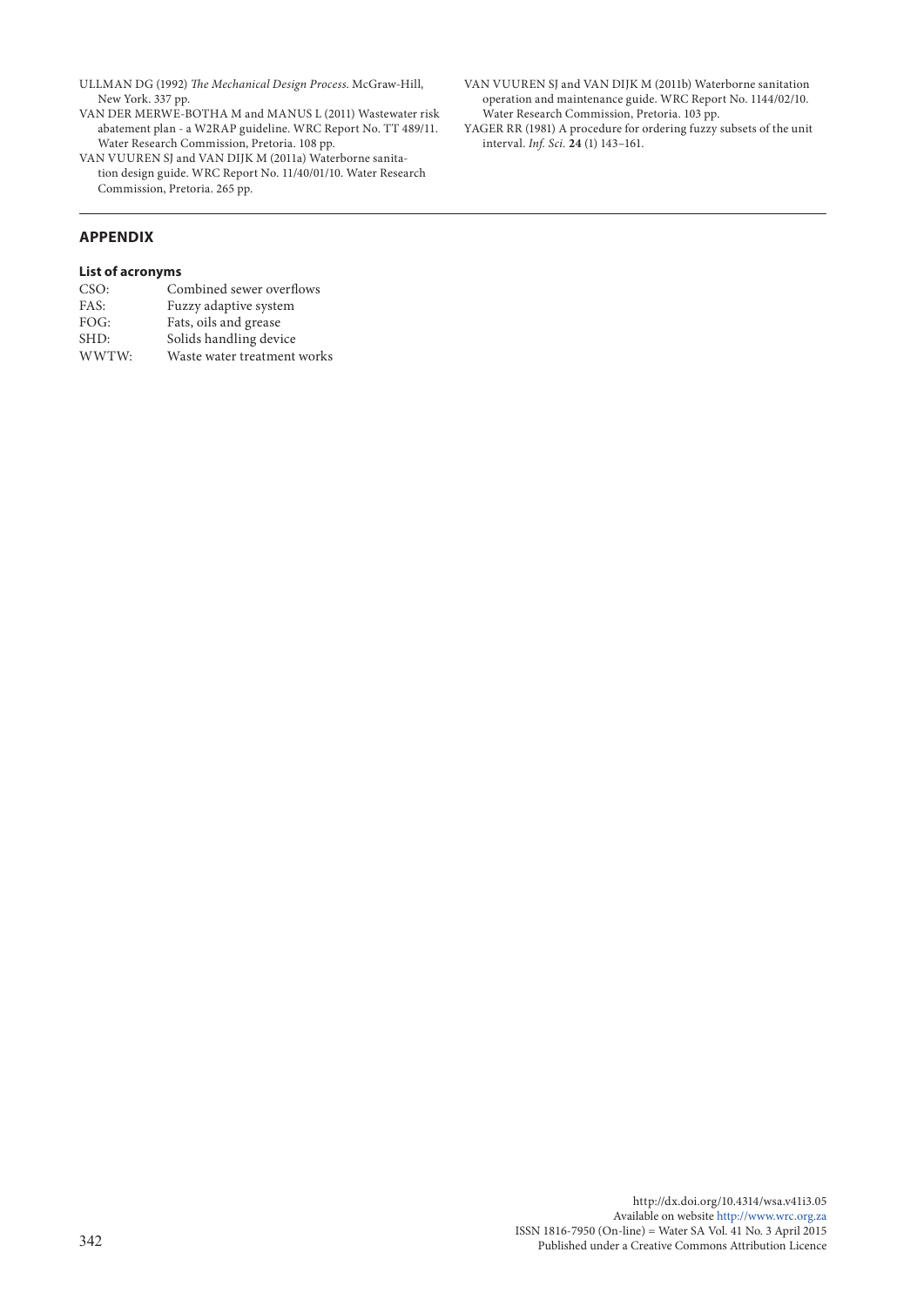ULLMAN DG (1992) *The Mechanical Design Process*. McGraw-Hill, New York. 337 pp.

VAN DER MERWE-BOTHA M and MANUS L (2011) Wastewater risk abatement plan - a W2RAP guideline. WRC Report No. TT 489/11. Water Research Commission, Pretoria. 108 pp.

VAN VUUREN SJ and VAN DIJK M (2011a) Waterborne sanitation design guide. WRC Report No. 11/40/01/10. Water Research Commission, Pretoria. 265 pp.

VAN VUUREN SJ and VAN DIJK M (2011b) Waterborne sanitation operation and maintenance guide. WRC Report No. 1144/02/10. Water Research Commission, Pretoria. 103 pp.

YAGER RR (1981) A procedure for ordering fuzzy subsets of the unit interval. *Inf. Sci.* **24** (1) 143–161.

## APPENDIX

### List of acronyms

| | |
|---|---|
| CSO: | Combined sewer overflows |
| FAS: | Fuzzy adaptive system |
| FOG: | Fats, oils and grease |
| SHD: | Solids handling device |
| WWTW: | Waste water treatment works |